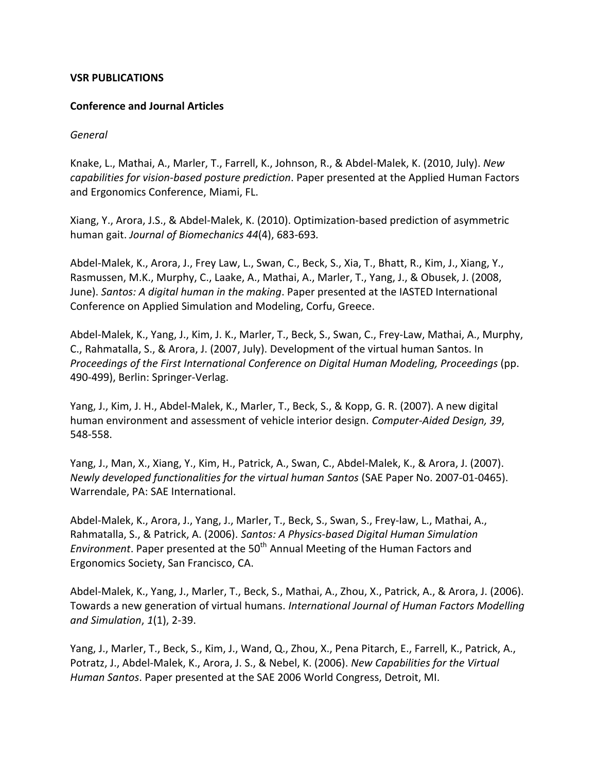**VSR PUBLICATIONS**

**Conference and Journal Articles**

*General*

Knake, L., Mathai, A., Marler, T., Farrell, K., Johnson, R., & Abdel-Malek, K. (2010, July). *New capabilities for vision-based posture prediction*. Paper presented at the Applied Human Factors and Ergonomics Conference, Miami, FL.

Xiang, Y., Arora, J.S., & Abdel-Malek, K. (2010). Optimization-based prediction of asymmetric human gait. *Journal of Biomechanics 44*(4), 683-693*.*

Abdel-Malek, K., Arora, J., Frey Law, L., Swan, C., Beck, S., Xia, T., Bhatt, R., Kim, J., Xiang, Y., Rasmussen, M.K., Murphy, C., Laake, A., Mathai, A., Marler, T., Yang, J., & Obusek, J. (2008, June). *Santos: A digital human in the making*. Paper presented at the IASTED International Conference on Applied Simulation and Modeling, Corfu, Greece.

Abdel-Malek, K., Yang, J., Kim, J. K., Marler, T., Beck, S., Swan, C., Frey-Law, Mathai, A., Murphy, C., Rahmatalla, S., & Arora, J. (2007, July). Development of the virtual human Santos. In *Proceedings of the First International Conference on Digital Human Modeling, Proceedings* (pp. 490-499), Berlin: Springer-Verlag.

Yang, J., Kim, J. H., Abdel-Malek, K., Marler, T., Beck, S., & Kopp, G. R. (2007). A new digital human environment and assessment of vehicle interior design. *Computer-Aided Design, 39*, 548-558.

Yang, J., Man, X., Xiang, Y., Kim, H., Patrick, A., Swan, C., Abdel-Malek, K., & Arora, J. (2007). *Newly developed functionalities for the virtual human Santos* (SAE Paper No. 2007-01-0465). Warrendale, PA: SAE International.

Abdel-Malek, K., Arora, J., Yang, J., Marler, T., Beck, S., Swan, S., Frey-law, L., Mathai, A., Rahmatalla, S., & Patrick, A. (2006). *Santos: A Physics-based Digital Human Simulation Environment*. Paper presented at the 50th Annual Meeting of the Human Factors and Ergonomics Society, San Francisco, CA.

Abdel-Malek, K., Yang, J., Marler, T., Beck, S., Mathai, A., Zhou, X., Patrick, A., & Arora, J. (2006). Towards a new generation of virtual humans. *International Journal of Human Factors Modelling and Simulation*, *1*(1), 2-39.

Yang, J., Marler, T., Beck, S., Kim, J., Wand, Q., Zhou, X., Pena Pitarch, E., Farrell, K., Patrick, A., Potratz, J., Abdel-Malek, K., Arora, J. S., & Nebel, K. (2006). *New Capabilities for the Virtual Human Santos*. Paper presented at the SAE 2006 World Congress, Detroit, MI.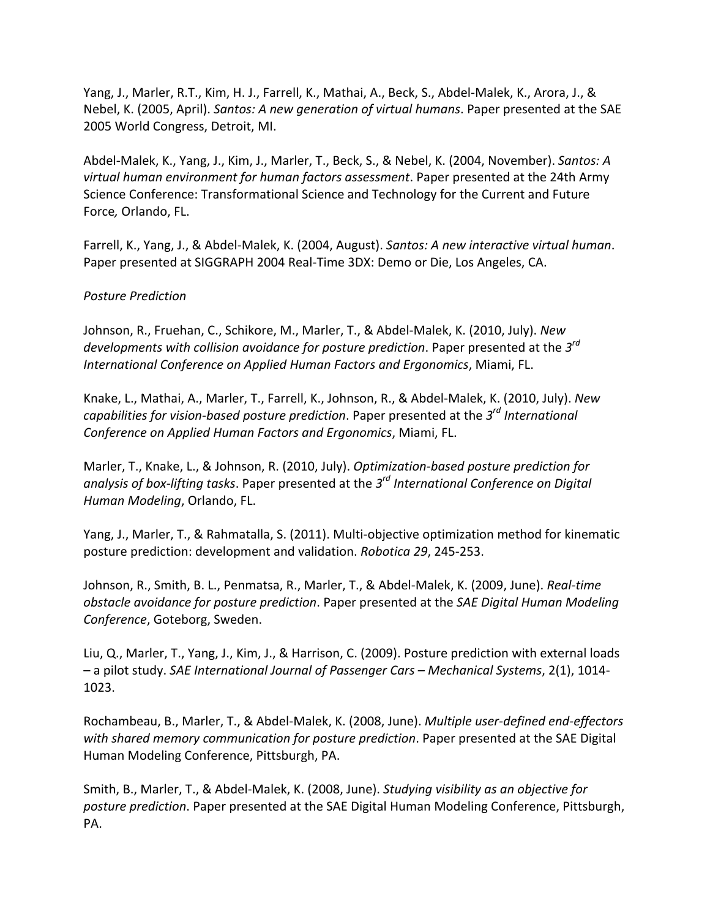Yang, J., Marler, R.T., Kim, H. J., Farrell, K., Mathai, A., Beck, S., Abdel-Malek, K., Arora, J., & Nebel, K. (2005, April). *Santos: A new generation of virtual humans*. Paper presented at the SAE 2005 World Congress, Detroit, MI.

Abdel-Malek, K., Yang, J., Kim, J., Marler, T., Beck, S., & Nebel, K. (2004, November). *Santos: A virtual human environment for human factors assessment*. Paper presented at the 24th Army Science Conference: Transformational Science and Technology for the Current and Future Force*,* Orlando, FL.

Farrell, K., Yang, J., & Abdel-Malek, K. (2004, August). *Santos: A new interactive virtual human*. Paper presented at SIGGRAPH 2004 Real-Time 3DX: Demo or Die, Los Angeles, CA.

*Posture Prediction*

Johnson, R., Fruehan, C., Schikore, M., Marler, T., & Abdel-Malek, K. (2010, July). *New developments with collision avoidance for posture prediction*. Paper presented at the *3rd International Conference on Applied Human Factors and Ergonomics*, Miami, FL.

Knake, L., Mathai, A., Marler, T., Farrell, K., Johnson, R., & Abdel-Malek, K. (2010, July). *New capabilities for vision-based posture prediction*. Paper presented at the *3rd International Conference on Applied Human Factors and Ergonomics*, Miami, FL.

Marler, T., Knake, L., & Johnson, R. (2010, July). *Optimization-based posture prediction for analysis of box-lifting tasks*. Paper presented at the *3rd International Conference on Digital Human Modeling*, Orlando, FL.

Yang, J., Marler, T., & Rahmatalla, S. (2011). Multi-objective optimization method for kinematic posture prediction: development and validation. *Robotica 29*, 245-253.

Johnson, R., Smith, B. L., Penmatsa, R., Marler, T., & Abdel-Malek, K. (2009, June). *Real-time obstacle avoidance for posture prediction*. Paper presented at the *SAE Digital Human Modeling Conference*, Goteborg, Sweden.

Liu, Q., Marler, T., Yang, J., Kim, J., & Harrison, C. (2009). Posture prediction with external loads – a pilot study. *SAE International Journal of Passenger Cars – Mechanical Systems*, 2(1), 1014-1023.

Rochambeau, B., Marler, T., & Abdel-Malek, K. (2008, June). *Multiple user-defined end-effectors with shared memory communication for posture prediction*. Paper presented at the SAE Digital Human Modeling Conference, Pittsburgh, PA.

Smith, B., Marler, T., & Abdel-Malek, K. (2008, June). *Studying visibility as an objective for posture prediction*. Paper presented at the SAE Digital Human Modeling Conference, Pittsburgh, PA.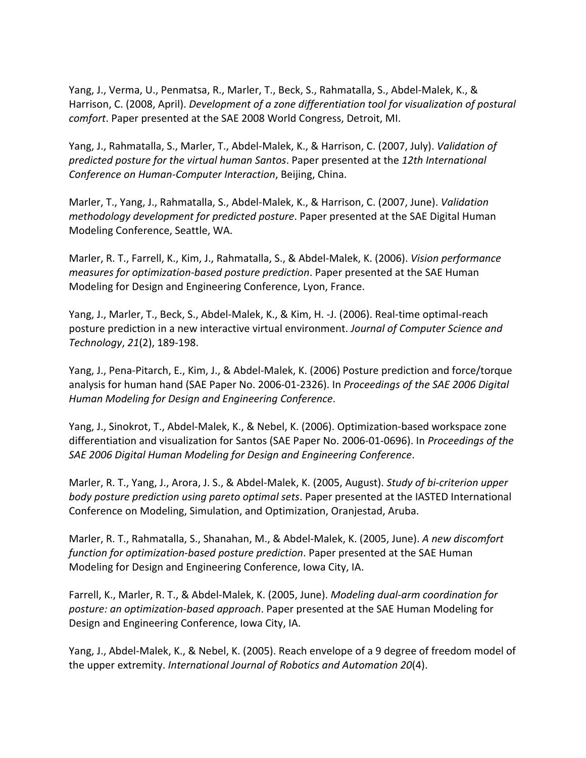Yang, J., Verma, U., Penmatsa, R., Marler, T., Beck, S., Rahmatalla, S., Abdel-Malek, K., & Harrison, C. (2008, April). *Development of a zone differentiation tool for visualization of postural comfort*. Paper presented at the SAE 2008 World Congress, Detroit, MI.

Yang, J., Rahmatalla, S., Marler, T., Abdel-Malek, K., & Harrison, C. (2007, July). *Validation of predicted posture for the virtual human Santos*. Paper presented at the *12th International Conference on Human-Computer Interaction*, Beijing, China.

Marler, T., Yang, J., Rahmatalla, S., Abdel-Malek, K., & Harrison, C. (2007, June). *Validation methodology development for predicted posture*. Paper presented at the SAE Digital Human Modeling Conference, Seattle, WA.

Marler, R. T., Farrell, K., Kim, J., Rahmatalla, S., & Abdel-Malek, K. (2006). *Vision performance measures for optimization-based posture prediction*. Paper presented at the SAE Human Modeling for Design and Engineering Conference, Lyon, France.

Yang, J., Marler, T., Beck, S., Abdel-Malek, K., & Kim, H. -J. (2006). Real-time optimal-reach posture prediction in a new interactive virtual environment. *Journal of Computer Science and Technology*, *21*(2), 189-198.

Yang, J., Pena-Pitarch, E., Kim, J., & Abdel-Malek, K. (2006) Posture prediction and force/torque analysis for human hand (SAE Paper No. 2006-01-2326). In *Proceedings of the SAE 2006 Digital Human Modeling for Design and Engineering Conference*.

Yang, J., Sinokrot, T., Abdel-Malek, K., & Nebel, K. (2006). Optimization-based workspace zone differentiation and visualization for Santos (SAE Paper No. 2006-01-0696). In *Proceedings of the SAE 2006 Digital Human Modeling for Design and Engineering Conference*.

Marler, R. T., Yang, J., Arora, J. S., & Abdel-Malek, K. (2005, August). *Study of bi-criterion upper body posture prediction using pareto optimal sets*. Paper presented at the IASTED International Conference on Modeling, Simulation, and Optimization, Oranjestad, Aruba.

Marler, R. T., Rahmatalla, S., Shanahan, M., & Abdel-Malek, K. (2005, June). *A new discomfort function for optimization-based posture prediction*. Paper presented at the SAE Human Modeling for Design and Engineering Conference, Iowa City, IA.

Farrell, K., Marler, R. T., & Abdel-Malek, K. (2005, June). *Modeling dual-arm coordination for posture: an optimization-based approach*. Paper presented at the SAE Human Modeling for Design and Engineering Conference, Iowa City, IA.

Yang, J., Abdel-Malek, K., & Nebel, K. (2005). Reach envelope of a 9 degree of freedom model of the upper extremity. *International Journal of Robotics and Automation 20*(4).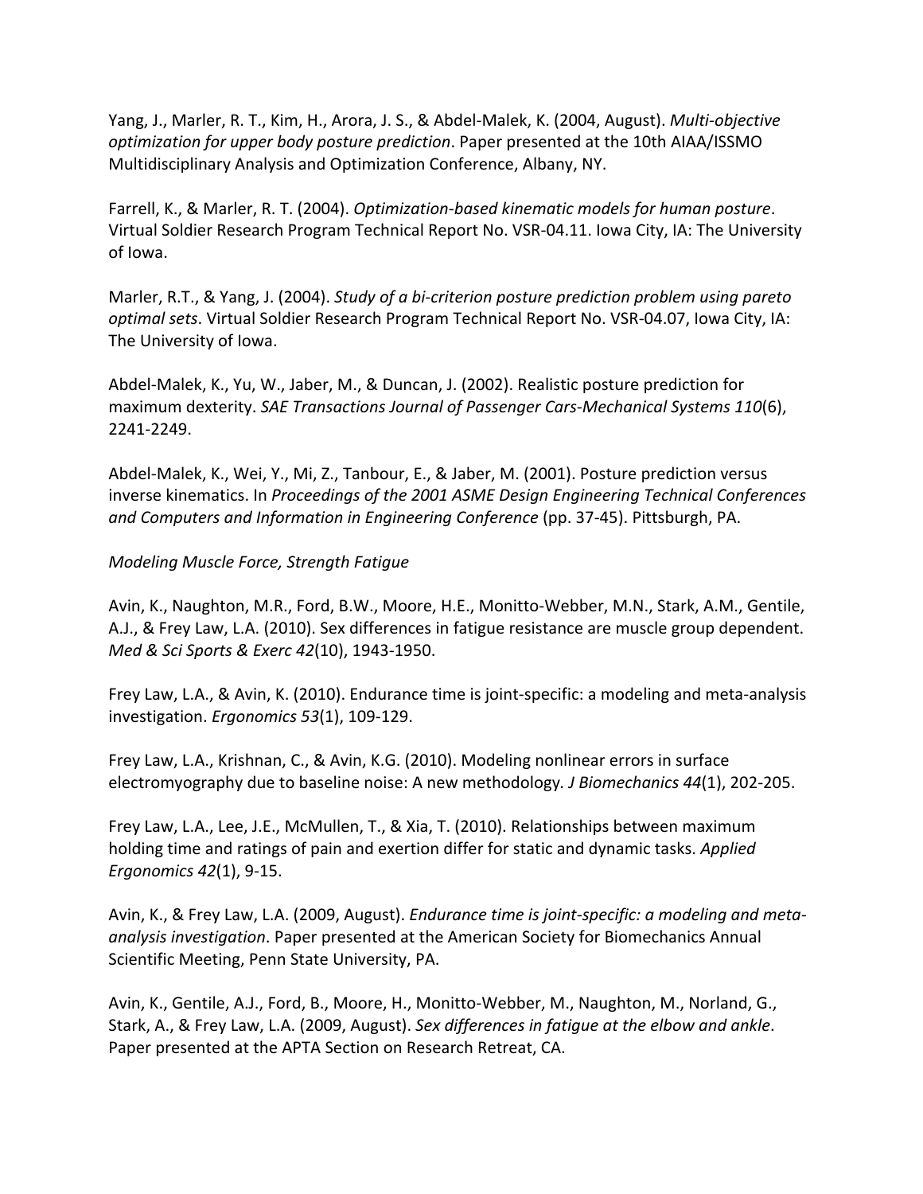Yang, J., Marler, R. T., Kim, H., Arora, J. S., & Abdel-Malek, K. (2004, August). *Multi-objective optimization for upper body posture prediction*. Paper presented at the 10th AIAA/ISSMO Multidisciplinary Analysis and Optimization Conference, Albany, NY.

Farrell, K., & Marler, R. T. (2004). *Optimization-based kinematic models for human posture*. Virtual Soldier Research Program Technical Report No. VSR-04.11. Iowa City, IA: The University of Iowa.

Marler, R.T., & Yang, J. (2004). *Study of a bi-criterion posture prediction problem using pareto optimal sets*. Virtual Soldier Research Program Technical Report No. VSR-04.07, Iowa City, IA: The University of Iowa.

Abdel-Malek, K., Yu, W., Jaber, M., & Duncan, J. (2002). Realistic posture prediction for maximum dexterity. *SAE Transactions Journal of Passenger Cars-Mechanical Systems 110*(6), 2241-2249.

Abdel-Malek, K., Wei, Y., Mi, Z., Tanbour, E., & Jaber, M. (2001). Posture prediction versus inverse kinematics. In *Proceedings of the 2001 ASME Design Engineering Technical Conferences and Computers and Information in Engineering Conference* (pp. 37-45). Pittsburgh, PA.

*Modeling Muscle Force, Strength Fatigue*

Avin, K., Naughton, M.R., Ford, B.W., Moore, H.E., Monitto-Webber, M.N., Stark, A.M., Gentile, A.J., & Frey Law, L.A. (2010). Sex differences in fatigue resistance are muscle group dependent. *Med & Sci Sports & Exerc 42*(10), 1943-1950.

Frey Law, L.A., & Avin, K. (2010). Endurance time is joint-specific: a modeling and meta-analysis investigation. *Ergonomics 53*(1), 109-129.

Frey Law, L.A., Krishnan, C., & Avin, K.G. (2010). Modeling nonlinear errors in surface electromyography due to baseline noise: A new methodology. *J Biomechanics 44*(1), 202-205.

Frey Law, L.A., Lee, J.E., McMullen, T., & Xia, T. (2010). Relationships between maximum holding time and ratings of pain and exertion differ for static and dynamic tasks. *Applied Ergonomics 42*(1), 9-15.

Avin, K., & Frey Law, L.A. (2009, August). *Endurance time is joint-specific: a modeling and meta-analysis investigation*. Paper presented at the American Society for Biomechanics Annual Scientific Meeting, Penn State University, PA.

Avin, K., Gentile, A.J., Ford, B., Moore, H., Monitto-Webber, M., Naughton, M., Norland, G., Stark, A., & Frey Law, L.A. (2009, August). *Sex differences in fatigue at the elbow and ankle*. Paper presented at the APTA Section on Research Retreat, CA.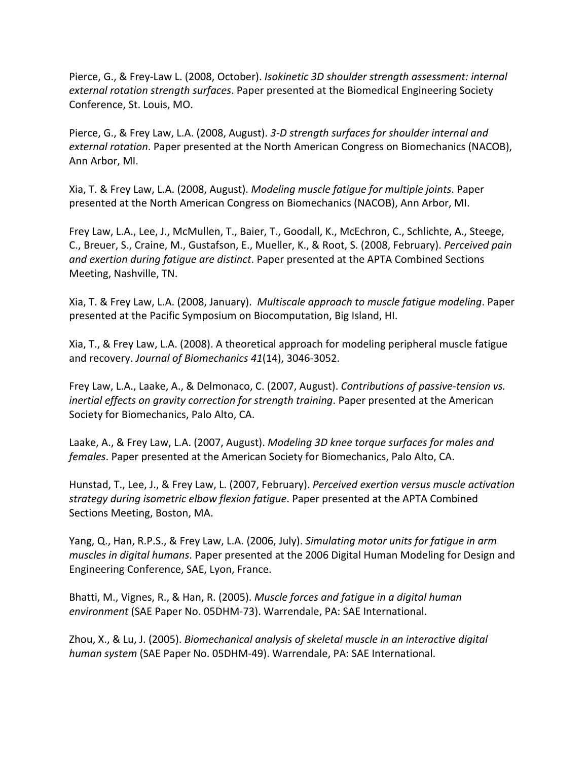Pierce, G., & Frey-Law L. (2008, October). *Isokinetic 3D shoulder strength assessment: internal external rotation strength surfaces*. Paper presented at the Biomedical Engineering Society Conference, St. Louis, MO.

Pierce, G., & Frey Law, L.A. (2008, August). *3-D strength surfaces for shoulder internal and external rotation*. Paper presented at the North American Congress on Biomechanics (NACOB), Ann Arbor, MI.

Xia, T. & Frey Law, L.A. (2008, August). *Modeling muscle fatigue for multiple joints*. Paper presented at the North American Congress on Biomechanics (NACOB), Ann Arbor, MI.

Frey Law, L.A., Lee, J., McMullen, T., Baier, T., Goodall, K., McEchron, C., Schlichte, A., Steege, C., Breuer, S., Craine, M., Gustafson, E., Mueller, K., & Root, S. (2008, February). *Perceived pain and exertion during fatigue are distinct*. Paper presented at the APTA Combined Sections Meeting, Nashville, TN.

Xia, T. & Frey Law, L.A. (2008, January). *Multiscale approach to muscle fatigue modeling*. Paper presented at the Pacific Symposium on Biocomputation, Big Island, HI.

Xia, T., & Frey Law, L.A. (2008). A theoretical approach for modeling peripheral muscle fatigue and recovery. *Journal of Biomechanics 41*(14), 3046-3052.

Frey Law, L.A., Laake, A., & Delmonaco, C. (2007, August). *Contributions of passive-tension vs. inertial effects on gravity correction for strength training*. Paper presented at the American Society for Biomechanics, Palo Alto, CA.

Laake, A., & Frey Law, L.A. (2007, August). *Modeling 3D knee torque surfaces for males and females*. Paper presented at the American Society for Biomechanics, Palo Alto, CA.

Hunstad, T., Lee, J., & Frey Law, L. (2007, February). *Perceived exertion versus muscle activation strategy during isometric elbow flexion fatigue*. Paper presented at the APTA Combined Sections Meeting, Boston, MA.

Yang, Q., Han, R.P.S., & Frey Law, L.A. (2006, July). *Simulating motor units for fatigue in arm muscles in digital humans*. Paper presented at the 2006 Digital Human Modeling for Design and Engineering Conference, SAE, Lyon, France.

Bhatti, M., Vignes, R., & Han, R. (2005). *Muscle forces and fatigue in a digital human environment* (SAE Paper No. 05DHM-73). Warrendale, PA: SAE International.

Zhou, X., & Lu, J. (2005). *Biomechanical analysis of skeletal muscle in an interactive digital human system* (SAE Paper No. 05DHM-49). Warrendale, PA: SAE International.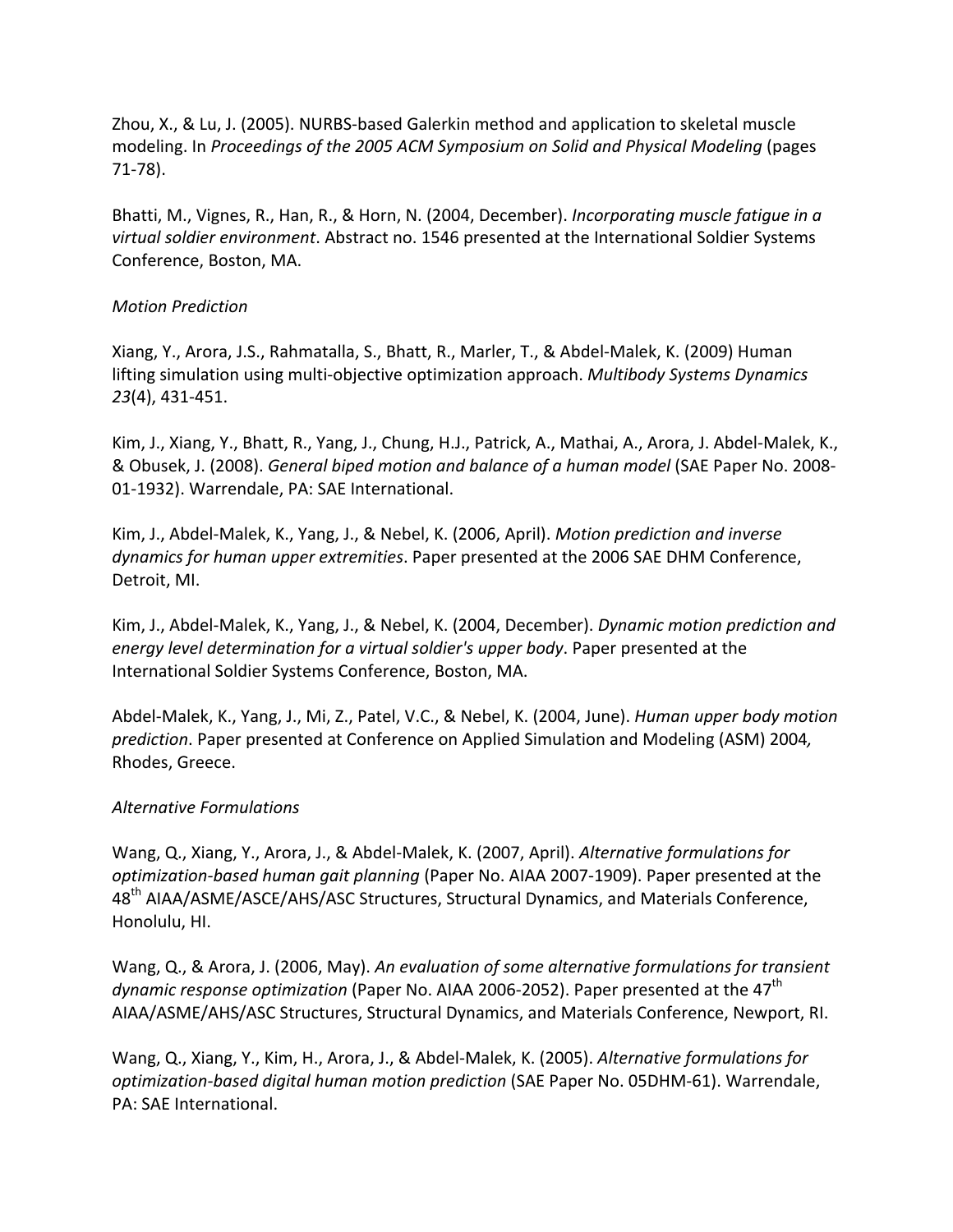Zhou, X., & Lu, J. (2005). NURBS-based Galerkin method and application to skeletal muscle modeling. In *Proceedings of the 2005 ACM Symposium on Solid and Physical Modeling* (pages 71-78).

Bhatti, M., Vignes, R., Han, R., & Horn, N. (2004, December). *Incorporating muscle fatigue in a virtual soldier environment*. Abstract no. 1546 presented at the International Soldier Systems Conference, Boston, MA.

*Motion Prediction*

Xiang, Y., Arora, J.S., Rahmatalla, S., Bhatt, R., Marler, T., & Abdel-Malek, K. (2009) Human lifting simulation using multi-objective optimization approach. *Multibody Systems Dynamics 23*(4), 431-451.

Kim, J., Xiang, Y., Bhatt, R., Yang, J., Chung, H.J., Patrick, A., Mathai, A., Arora, J. Abdel-Malek, K., & Obusek, J. (2008). *General biped motion and balance of a human model* (SAE Paper No. 2008-01-1932). Warrendale, PA: SAE International.

Kim, J., Abdel-Malek, K., Yang, J., & Nebel, K. (2006, April). *Motion prediction and inverse dynamics for human upper extremities*. Paper presented at the 2006 SAE DHM Conference, Detroit, MI.

Kim, J., Abdel-Malek, K., Yang, J., & Nebel, K. (2004, December). *Dynamic motion prediction and energy level determination for a virtual soldier's upper body*. Paper presented at the International Soldier Systems Conference, Boston, MA.

Abdel-Malek, K., Yang, J., Mi, Z., Patel, V.C., & Nebel, K. (2004, June). *Human upper body motion prediction*. Paper presented at Conference on Applied Simulation and Modeling (ASM) 2004*,* Rhodes, Greece.

*Alternative Formulations*

Wang, Q., Xiang, Y., Arora, J., & Abdel-Malek, K. (2007, April). *Alternative formulations for optimization-based human gait planning* (Paper No. AIAA 2007-1909). Paper presented at the 48th AIAA/ASME/ASCE/AHS/ASC Structures, Structural Dynamics, and Materials Conference, Honolulu, HI.

Wang, Q., & Arora, J. (2006, May). *An evaluation of some alternative formulations for transient dynamic response optimization* (Paper No. AIAA 2006-2052). Paper presented at the 47th AIAA/ASME/AHS/ASC Structures, Structural Dynamics, and Materials Conference, Newport, RI.

Wang, Q., Xiang, Y., Kim, H., Arora, J., & Abdel-Malek, K. (2005). *Alternative formulations for optimization-based digital human motion prediction* (SAE Paper No. 05DHM-61). Warrendale, PA: SAE International.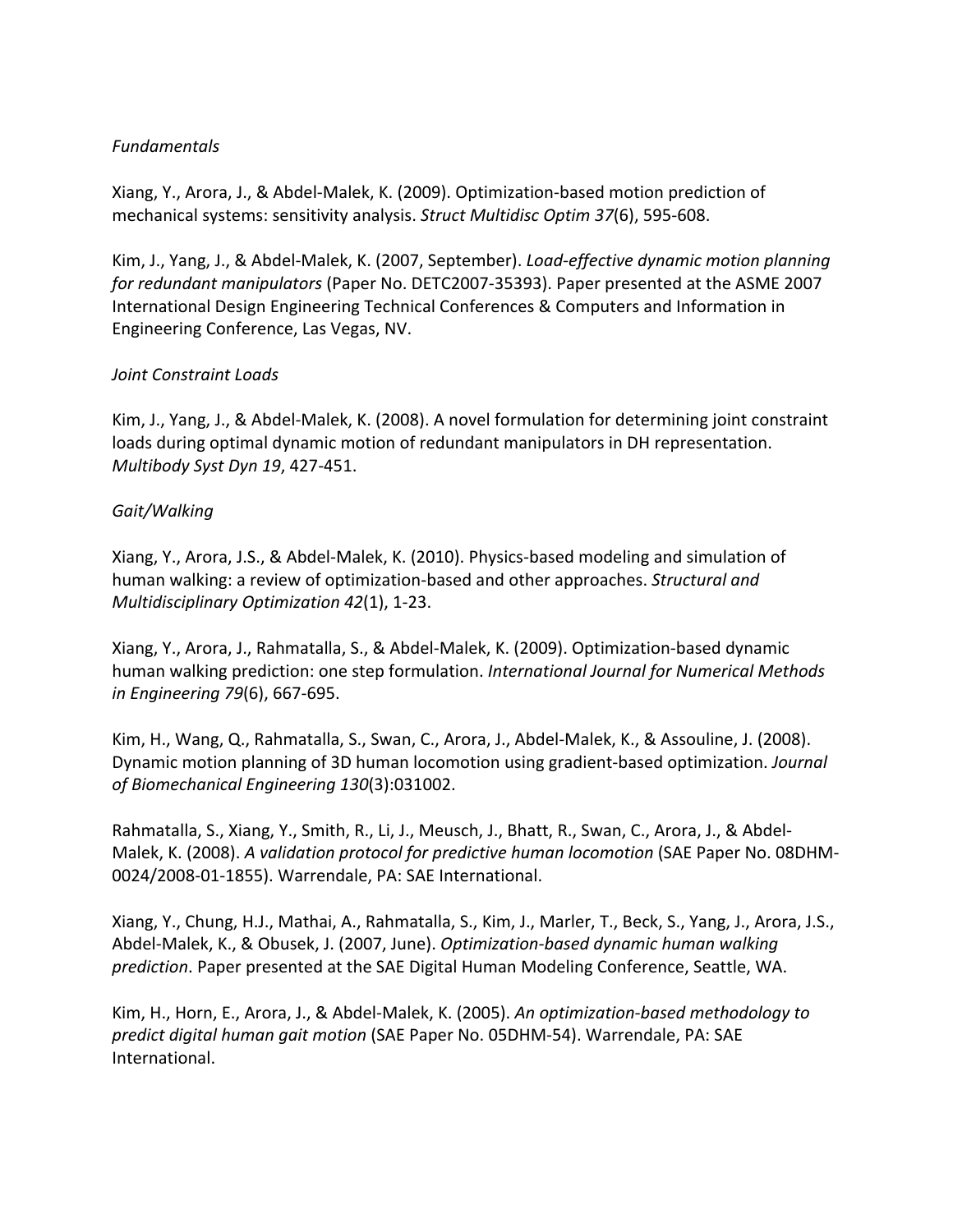*Fundamentals*

Xiang, Y., Arora, J., & Abdel-Malek, K. (2009). Optimization-based motion prediction of mechanical systems: sensitivity analysis. *Struct Multidisc Optim 37*(6), 595-608.

Kim, J., Yang, J., & Abdel-Malek, K. (2007, September). *Load-effective dynamic motion planning for redundant manipulators* (Paper No. DETC2007-35393). Paper presented at the ASME 2007 International Design Engineering Technical Conferences & Computers and Information in Engineering Conference, Las Vegas, NV.

*Joint Constraint Loads*

Kim, J., Yang, J., & Abdel-Malek, K. (2008). A novel formulation for determining joint constraint loads during optimal dynamic motion of redundant manipulators in DH representation. *Multibody Syst Dyn 19*, 427-451.

*Gait/Walking*

Xiang, Y., Arora, J.S., & Abdel-Malek, K. (2010). Physics-based modeling and simulation of human walking: a review of optimization-based and other approaches. *Structural and Multidisciplinary Optimization 42*(1), 1-23.

Xiang, Y., Arora, J., Rahmatalla, S., & Abdel-Malek, K. (2009). Optimization-based dynamic human walking prediction: one step formulation. *International Journal for Numerical Methods in Engineering 79*(6), 667-695.

Kim, H., Wang, Q., Rahmatalla, S., Swan, C., Arora, J., Abdel-Malek, K., & Assouline, J. (2008). Dynamic motion planning of 3D human locomotion using gradient-based optimization. *Journal of Biomechanical Engineering 130*(3):031002.

Rahmatalla, S., Xiang, Y., Smith, R., Li, J., Meusch, J., Bhatt, R., Swan, C., Arora, J., & Abdel-Malek, K. (2008). *A validation protocol for predictive human locomotion* (SAE Paper No. 08DHM-0024/2008-01-1855). Warrendale, PA: SAE International.

Xiang, Y., Chung, H.J., Mathai, A., Rahmatalla, S., Kim, J., Marler, T., Beck, S., Yang, J., Arora, J.S., Abdel-Malek, K., & Obusek, J. (2007, June). *Optimization-based dynamic human walking prediction*. Paper presented at the SAE Digital Human Modeling Conference, Seattle, WA.

Kim, H., Horn, E., Arora, J., & Abdel-Malek, K. (2005). *An optimization-based methodology to predict digital human gait motion* (SAE Paper No. 05DHM-54). Warrendale, PA: SAE International.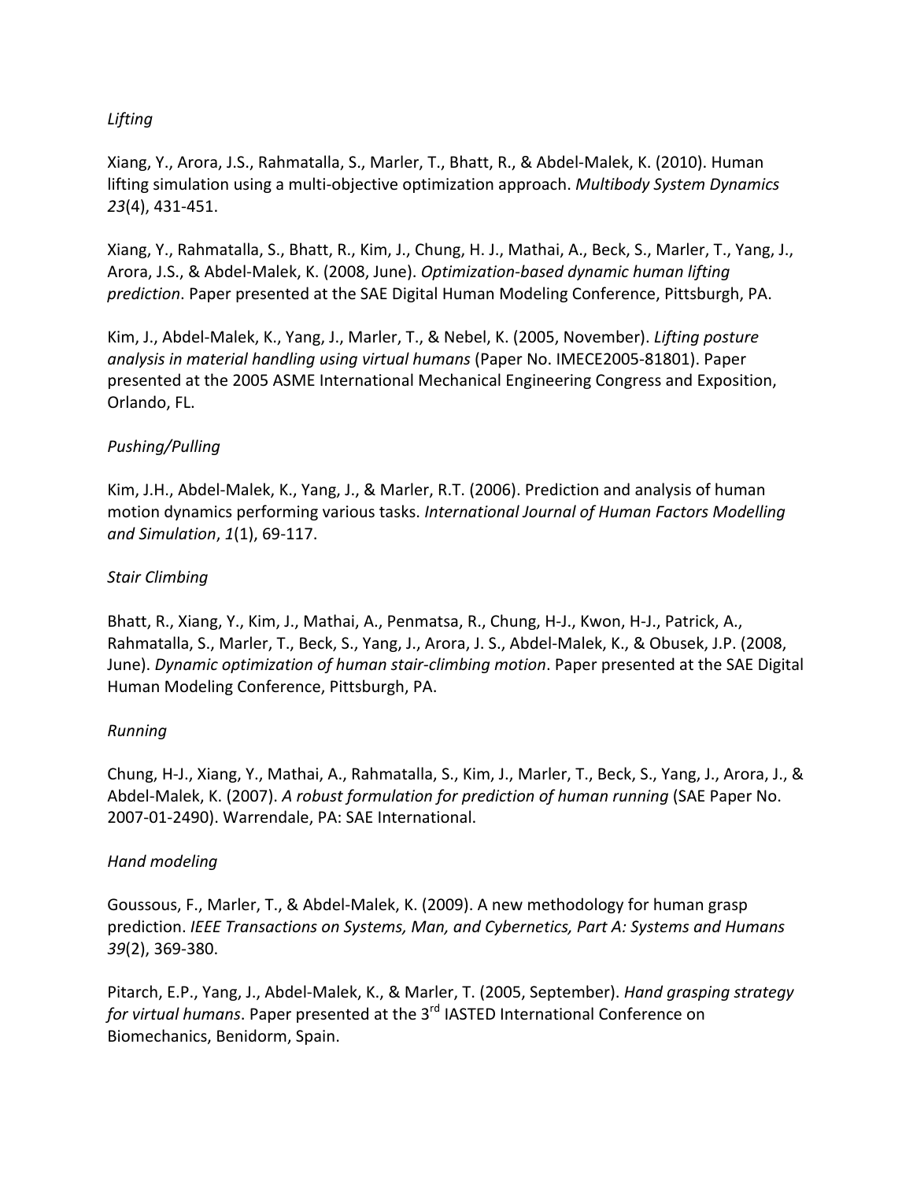*Lifting*

Xiang, Y., Arora, J.S., Rahmatalla, S., Marler, T., Bhatt, R., & Abdel-Malek, K. (2010). Human lifting simulation using a multi-objective optimization approach. *Multibody System Dynamics 23*(4), 431-451.

Xiang, Y., Rahmatalla, S., Bhatt, R., Kim, J., Chung, H. J., Mathai, A., Beck, S., Marler, T., Yang, J., Arora, J.S., & Abdel-Malek, K. (2008, June). *Optimization-based dynamic human lifting prediction*. Paper presented at the SAE Digital Human Modeling Conference, Pittsburgh, PA.

Kim, J., Abdel-Malek, K., Yang, J., Marler, T., & Nebel, K. (2005, November). *Lifting posture analysis in material handling using virtual humans* (Paper No. IMECE2005-81801). Paper presented at the 2005 ASME International Mechanical Engineering Congress and Exposition, Orlando, FL.

*Pushing/Pulling*

Kim, J.H., Abdel-Malek, K., Yang, J., & Marler, R.T. (2006). Prediction and analysis of human motion dynamics performing various tasks. *International Journal of Human Factors Modelling and Simulation*, *1*(1), 69-117.

*Stair Climbing*

Bhatt, R., Xiang, Y., Kim, J., Mathai, A., Penmatsa, R., Chung, H-J., Kwon, H-J., Patrick, A., Rahmatalla, S., Marler, T., Beck, S., Yang, J., Arora, J. S., Abdel-Malek, K., & Obusek, J.P. (2008, June). *Dynamic optimization of human stair-climbing motion*. Paper presented at the SAE Digital Human Modeling Conference, Pittsburgh, PA.

*Running*

Chung, H-J., Xiang, Y., Mathai, A., Rahmatalla, S., Kim, J., Marler, T., Beck, S., Yang, J., Arora, J., & Abdel-Malek, K. (2007). *A robust formulation for prediction of human running* (SAE Paper No. 2007-01-2490). Warrendale, PA: SAE International.

*Hand modeling*

Goussous, F., Marler, T., & Abdel-Malek, K. (2009). A new methodology for human grasp prediction. *IEEE Transactions on Systems, Man, and Cybernetics, Part A: Systems and Humans 39*(2), 369-380.

Pitarch, E.P., Yang, J., Abdel-Malek, K., & Marler, T. (2005, September). *Hand grasping strategy for virtual humans*. Paper presented at the 3rd IASTED International Conference on Biomechanics, Benidorm, Spain.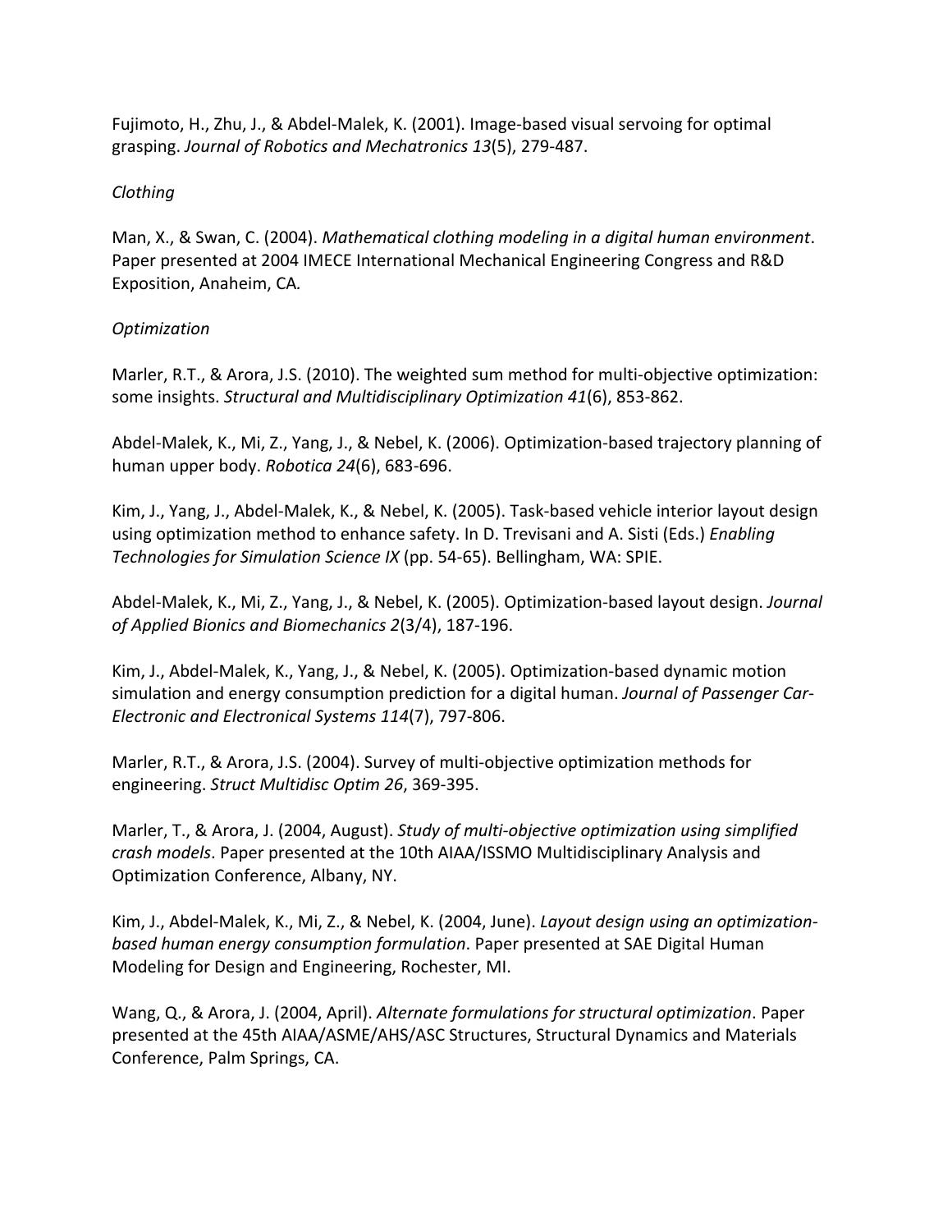Fujimoto, H., Zhu, J., & Abdel-Malek, K. (2001). Image-based visual servoing for optimal grasping. *Journal of Robotics and Mechatronics 13*(5), 279-487.

*Clothing*

Man, X., & Swan, C. (2004). *Mathematical clothing modeling in a digital human environment*. Paper presented at 2004 IMECE International Mechanical Engineering Congress and R&D Exposition, Anaheim, CA.

*Optimization*

Marler, R.T., & Arora, J.S. (2010). The weighted sum method for multi-objective optimization: some insights. *Structural and Multidisciplinary Optimization 41*(6), 853-862.

Abdel-Malek, K., Mi, Z., Yang, J., & Nebel, K. (2006). Optimization-based trajectory planning of human upper body. *Robotica 24*(6), 683-696.

Kim, J., Yang, J., Abdel-Malek, K., & Nebel, K. (2005). Task-based vehicle interior layout design using optimization method to enhance safety. In D. Trevisani and A. Sisti (Eds.) *Enabling Technologies for Simulation Science IX* (pp. 54-65). Bellingham, WA: SPIE.

Abdel-Malek, K., Mi, Z., Yang, J., & Nebel, K. (2005). Optimization-based layout design. *Journal of Applied Bionics and Biomechanics 2*(3/4), 187-196.

Kim, J., Abdel-Malek, K., Yang, J., & Nebel, K. (2005). Optimization-based dynamic motion simulation and energy consumption prediction for a digital human. *Journal of Passenger Car-Electronic and Electronical Systems 114*(7), 797-806.

Marler, R.T., & Arora, J.S. (2004). Survey of multi-objective optimization methods for engineering. *Struct Multidisc Optim 26*, 369-395.

Marler, T., & Arora, J. (2004, August). *Study of multi-objective optimization using simplified crash models*. Paper presented at the 10th AIAA/ISSMO Multidisciplinary Analysis and Optimization Conference, Albany, NY.

Kim, J., Abdel-Malek, K., Mi, Z., & Nebel, K. (2004, June). *Layout design using an optimization-based human energy consumption formulation*. Paper presented at SAE Digital Human Modeling for Design and Engineering, Rochester, MI.

Wang, Q., & Arora, J. (2004, April). *Alternate formulations for structural optimization*. Paper presented at the 45th AIAA/ASME/AHS/ASC Structures, Structural Dynamics and Materials Conference, Palm Springs, CA.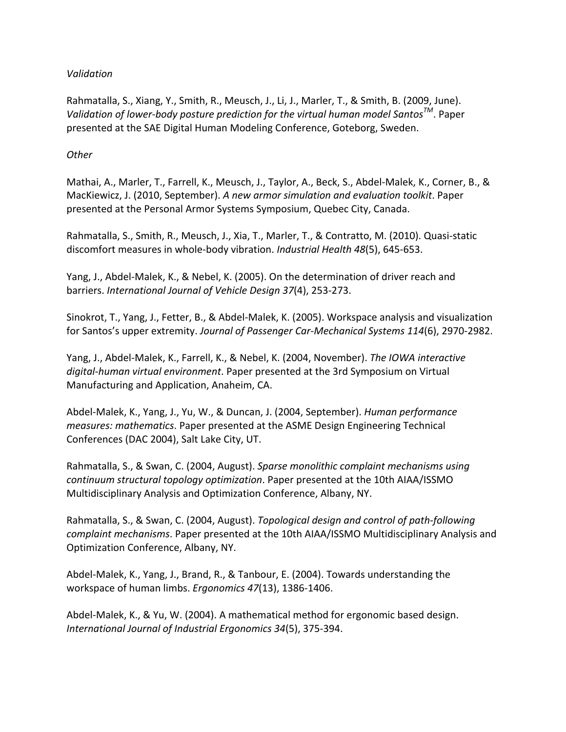*Validation*

Rahmatalla, S., Xiang, Y., Smith, R., Meusch, J., Li, J., Marler, T., & Smith, B. (2009, June). *Validation of lower-body posture prediction for the virtual human model Santos™*. Paper presented at the SAE Digital Human Modeling Conference, Goteborg, Sweden.

*Other*

Mathai, A., Marler, T., Farrell, K., Meusch, J., Taylor, A., Beck, S., Abdel-Malek, K., Corner, B., & MacKiewicz, J. (2010, September). *A new armor simulation and evaluation toolkit*. Paper presented at the Personal Armor Systems Symposium, Quebec City, Canada.

Rahmatalla, S., Smith, R., Meusch, J., Xia, T., Marler, T., & Contratto, M. (2010). Quasi-static discomfort measures in whole-body vibration. *Industrial Health 48*(5), 645-653.

Yang, J., Abdel-Malek, K., & Nebel, K. (2005). On the determination of driver reach and barriers. *International Journal of Vehicle Design 37*(4), 253-273.

Sinokrot, T., Yang, J., Fetter, B., & Abdel-Malek, K. (2005). Workspace analysis and visualization for Santos's upper extremity. *Journal of Passenger Car-Mechanical Systems 114*(6), 2970-2982.

Yang, J., Abdel-Malek, K., Farrell, K., & Nebel, K. (2004, November). *The IOWA interactive digital-human virtual environment*. Paper presented at the 3rd Symposium on Virtual Manufacturing and Application, Anaheim, CA.

Abdel-Malek, K., Yang, J., Yu, W., & Duncan, J. (2004, September). *Human performance measures: mathematics*. Paper presented at the ASME Design Engineering Technical Conferences (DAC 2004), Salt Lake City, UT.

Rahmatalla, S., & Swan, C. (2004, August). *Sparse monolithic complaint mechanisms using continuum structural topology optimization*. Paper presented at the 10th AIAA/ISSMO Multidisciplinary Analysis and Optimization Conference, Albany, NY.

Rahmatalla, S., & Swan, C. (2004, August). *Topological design and control of path-following complaint mechanisms*. Paper presented at the 10th AIAA/ISSMO Multidisciplinary Analysis and Optimization Conference, Albany, NY.

Abdel-Malek, K., Yang, J., Brand, R., & Tanbour, E. (2004). Towards understanding the workspace of human limbs. *Ergonomics 47*(13), 1386-1406.

Abdel-Malek, K., & Yu, W. (2004). A mathematical method for ergonomic based design. *International Journal of Industrial Ergonomics 34*(5), 375-394.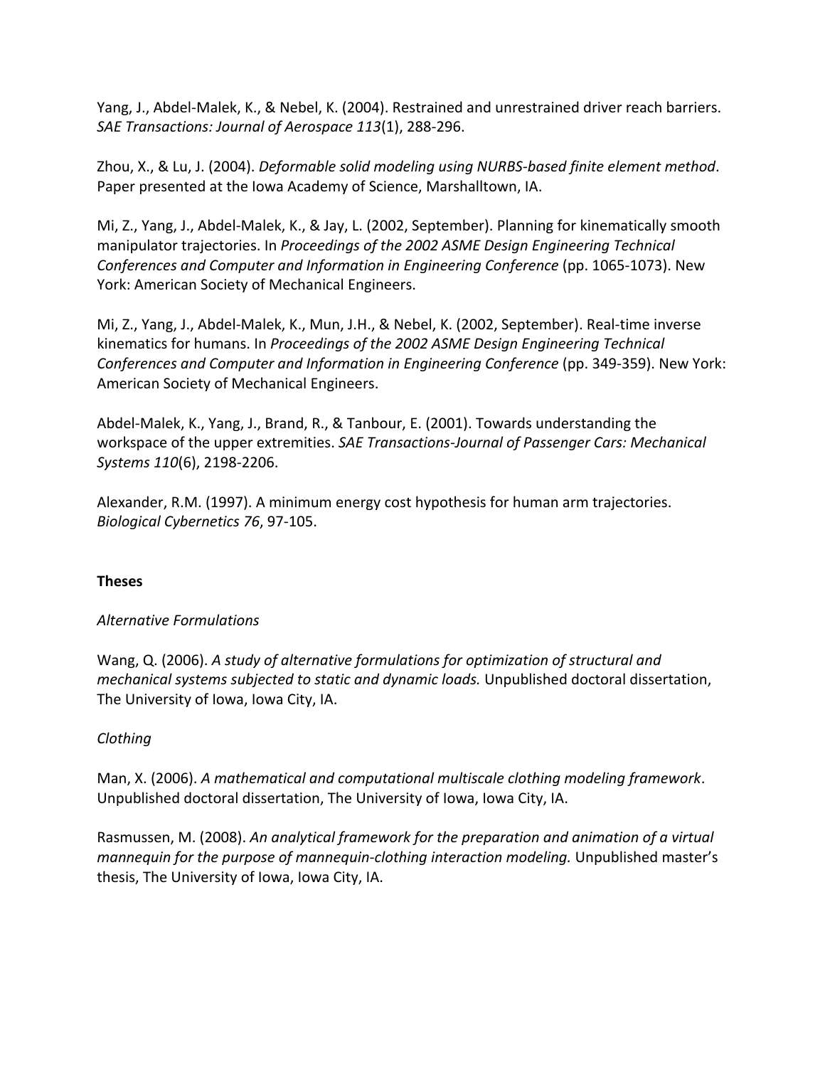Yang, J., Abdel-Malek, K., & Nebel, K. (2004). Restrained and unrestrained driver reach barriers. *SAE Transactions: Journal of Aerospace 113*(1), 288-296.

Zhou, X., & Lu, J. (2004). *Deformable solid modeling using NURBS-based finite element method*. Paper presented at the Iowa Academy of Science, Marshalltown, IA.

Mi, Z., Yang, J., Abdel-Malek, K., & Jay, L. (2002, September). Planning for kinematically smooth manipulator trajectories. In *Proceedings of the 2002 ASME Design Engineering Technical Conferences and Computer and Information in Engineering Conference* (pp. 1065-1073). New York: American Society of Mechanical Engineers.

Mi, Z., Yang, J., Abdel-Malek, K., Mun, J.H., & Nebel, K. (2002, September). Real-time inverse kinematics for humans. In *Proceedings of the 2002 ASME Design Engineering Technical Conferences and Computer and Information in Engineering Conference* (pp. 349-359). New York: American Society of Mechanical Engineers.

Abdel-Malek, K., Yang, J., Brand, R., & Tanbour, E. (2001). Towards understanding the workspace of the upper extremities. *SAE Transactions-Journal of Passenger Cars: Mechanical Systems 110*(6), 2198-2206.

Alexander, R.M. (1997). A minimum energy cost hypothesis for human arm trajectories. *Biological Cybernetics 76*, 97-105.

**Theses**

*Alternative Formulations*

Wang, Q. (2006). *A study of alternative formulations for optimization of structural and mechanical systems subjected to static and dynamic loads.* Unpublished doctoral dissertation, The University of Iowa, Iowa City, IA.

*Clothing*

Man, X. (2006). *A mathematical and computational multiscale clothing modeling framework*. Unpublished doctoral dissertation, The University of Iowa, Iowa City, IA.

Rasmussen, M. (2008). *An analytical framework for the preparation and animation of a virtual mannequin for the purpose of mannequin-clothing interaction modeling.* Unpublished master's thesis, The University of Iowa, Iowa City, IA.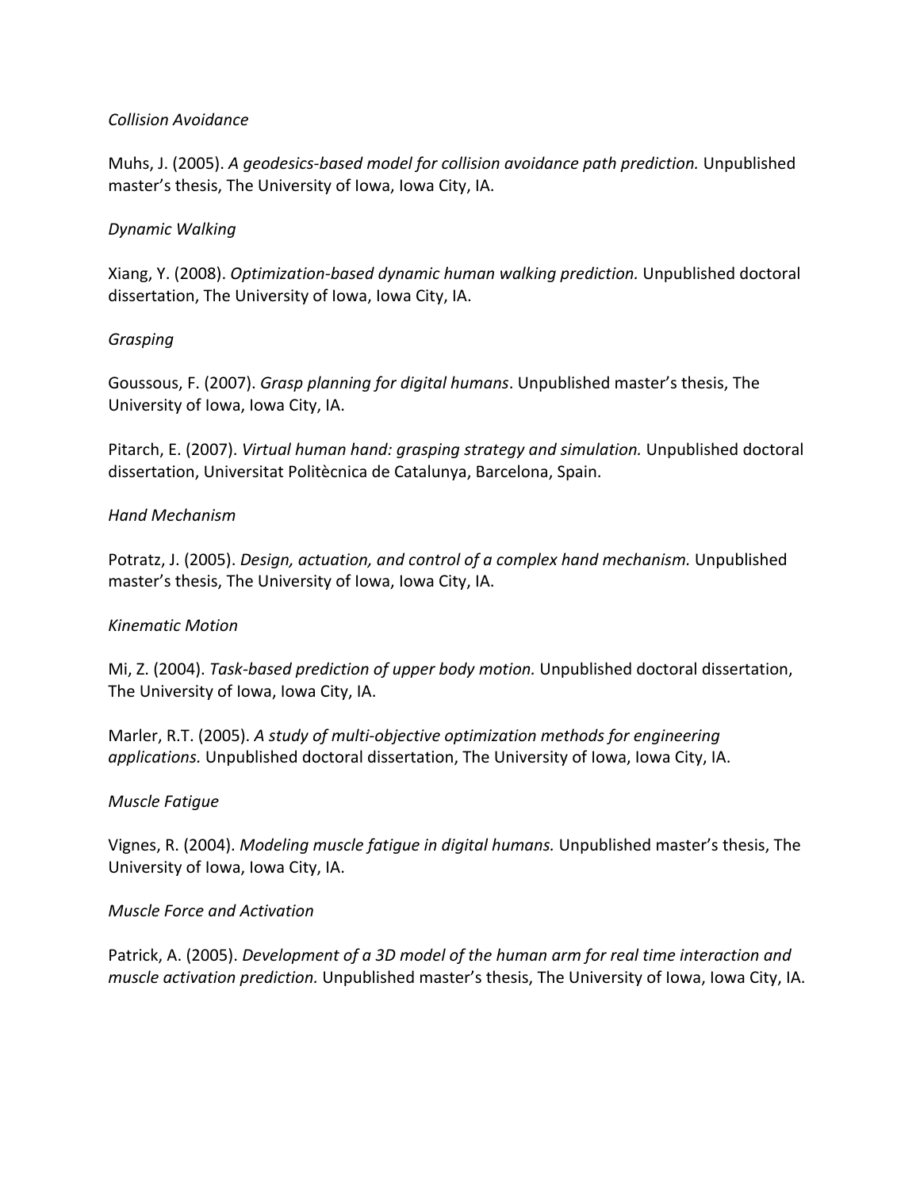*Collision Avoidance*

Muhs, J. (2005). *A geodesics-based model for collision avoidance path prediction.* Unpublished master's thesis, The University of Iowa, Iowa City, IA.

*Dynamic Walking*

Xiang, Y. (2008). *Optimization-based dynamic human walking prediction.* Unpublished doctoral dissertation, The University of Iowa, Iowa City, IA.

*Grasping*

Goussous, F. (2007). *Grasp planning for digital humans*. Unpublished master's thesis, The University of Iowa, Iowa City, IA.

Pitarch, E. (2007). *Virtual human hand: grasping strategy and simulation.* Unpublished doctoral dissertation, Universitat Politècnica de Catalunya, Barcelona, Spain.

*Hand Mechanism*

Potratz, J. (2005). *Design, actuation, and control of a complex hand mechanism.* Unpublished master's thesis, The University of Iowa, Iowa City, IA.

*Kinematic Motion*

Mi, Z. (2004). *Task-based prediction of upper body motion.* Unpublished doctoral dissertation, The University of Iowa, Iowa City, IA.

Marler, R.T. (2005). *A study of multi-objective optimization methods for engineering applications.* Unpublished doctoral dissertation, The University of Iowa, Iowa City, IA.

*Muscle Fatigue*

Vignes, R. (2004). *Modeling muscle fatigue in digital humans.* Unpublished master's thesis, The University of Iowa, Iowa City, IA.

*Muscle Force and Activation*

Patrick, A. (2005). *Development of a 3D model of the human arm for real time interaction and muscle activation prediction.* Unpublished master's thesis, The University of Iowa, Iowa City, IA.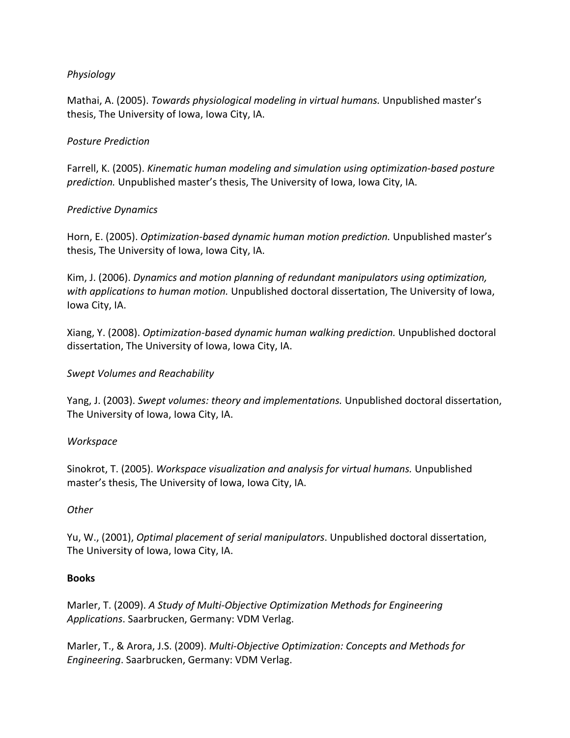*Physiology*

Mathai, A. (2005). *Towards physiological modeling in virtual humans.* Unpublished master's thesis, The University of Iowa, Iowa City, IA.

*Posture Prediction*

Farrell, K. (2005). *Kinematic human modeling and simulation using optimization-based posture prediction.* Unpublished master's thesis, The University of Iowa, Iowa City, IA.

*Predictive Dynamics*

Horn, E. (2005). *Optimization-based dynamic human motion prediction.* Unpublished master's thesis, The University of Iowa, Iowa City, IA.

Kim, J. (2006). *Dynamics and motion planning of redundant manipulators using optimization, with applications to human motion.* Unpublished doctoral dissertation, The University of Iowa, Iowa City, IA.

Xiang, Y. (2008). *Optimization-based dynamic human walking prediction.* Unpublished doctoral dissertation, The University of Iowa, Iowa City, IA.

*Swept Volumes and Reachability*

Yang, J. (2003). *Swept volumes: theory and implementations.* Unpublished doctoral dissertation, The University of Iowa, Iowa City, IA.

*Workspace*

Sinokrot, T. (2005). *Workspace visualization and analysis for virtual humans.* Unpublished master's thesis, The University of Iowa, Iowa City, IA.

*Other*

Yu, W., (2001), *Optimal placement of serial manipulators*. Unpublished doctoral dissertation, The University of Iowa, Iowa City, IA.

**Books**

Marler, T. (2009). *A Study of Multi-Objective Optimization Methods for Engineering Applications*. Saarbrucken, Germany: VDM Verlag.

Marler, T., & Arora, J.S. (2009). *Multi-Objective Optimization: Concepts and Methods for Engineering*. Saarbrucken, Germany: VDM Verlag.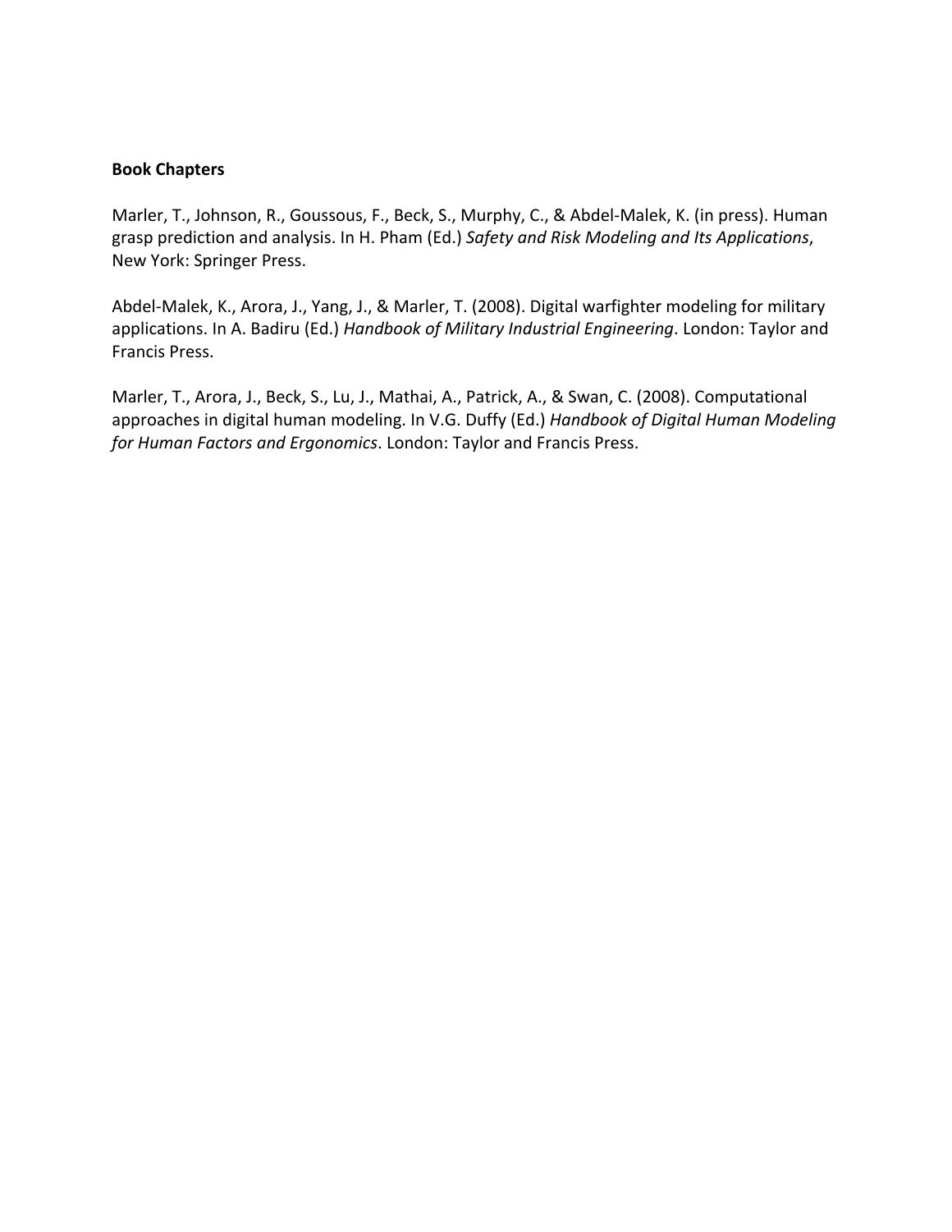**Book Chapters**

Marler, T., Johnson, R., Goussous, F., Beck, S., Murphy, C., & Abdel-Malek, K. (in press). Human grasp prediction and analysis. In H. Pham (Ed.) *Safety and Risk Modeling and Its Applications*, New York: Springer Press.

Abdel-Malek, K., Arora, J., Yang, J., & Marler, T. (2008). Digital warfighter modeling for military applications. In A. Badiru (Ed.) *Handbook of Military Industrial Engineering*. London: Taylor and Francis Press.

Marler, T., Arora, J., Beck, S., Lu, J., Mathai, A., Patrick, A., & Swan, C. (2008). Computational approaches in digital human modeling. In V.G. Duffy (Ed.) *Handbook of Digital Human Modeling for Human Factors and Ergonomics*. London: Taylor and Francis Press.